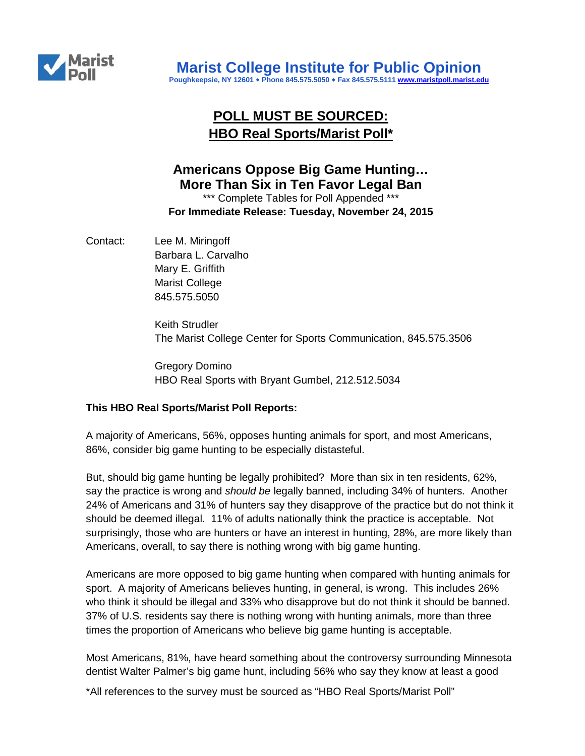Marist Poll

# Marist College Institute for Public Opinion

Poughkeepsie, NY 12601 • Phone 845.575.5050 • Fax 845.575.5111 www.maristpoll.marist.edu

## POLL MUST BE SOURCED:
## HBO Real Sports/Marist Poll*

## Americans Oppose Big Game Hunting… More Than Six in Ten Favor Legal Ban

*** Complete Tables for Poll Appended ***

**For Immediate Release: Tuesday, November 24, 2015**

Contact: Lee M. Miringoff
Barbara L. Carvalho
Mary E. Griffith
Marist College
845.575.5050

Keith Strudler
The Marist College Center for Sports Communication, 845.575.3506

Gregory Domino
HBO Real Sports with Bryant Gumbel, 212.512.5034

**This HBO Real Sports/Marist Poll Reports:**

A majority of Americans, 56%, opposes hunting animals for sport, and most Americans, 86%, consider big game hunting to be especially distasteful.

But, should big game hunting be legally prohibited? More than six in ten residents, 62%, say the practice is wrong and *should be* legally banned, including 34% of hunters. Another 24% of Americans and 31% of hunters say they disapprove of the practice but do not think it should be deemed illegal. 11% of adults nationally think the practice is acceptable. Not surprisingly, those who are hunters or have an interest in hunting, 28%, are more likely than Americans, overall, to say there is nothing wrong with big game hunting.

Americans are more opposed to big game hunting when compared with hunting animals for sport. A majority of Americans believes hunting, in general, is wrong. This includes 26% who think it should be illegal and 33% who disapprove but do not think it should be banned. 37% of U.S. residents say there is nothing wrong with hunting animals, more than three times the proportion of Americans who believe big game hunting is acceptable.

Most Americans, 81%, have heard something about the controversy surrounding Minnesota dentist Walter Palmer's big game hunt, including 56% who say they know at least a good

*All references to the survey must be sourced as "HBO Real Sports/Marist Poll"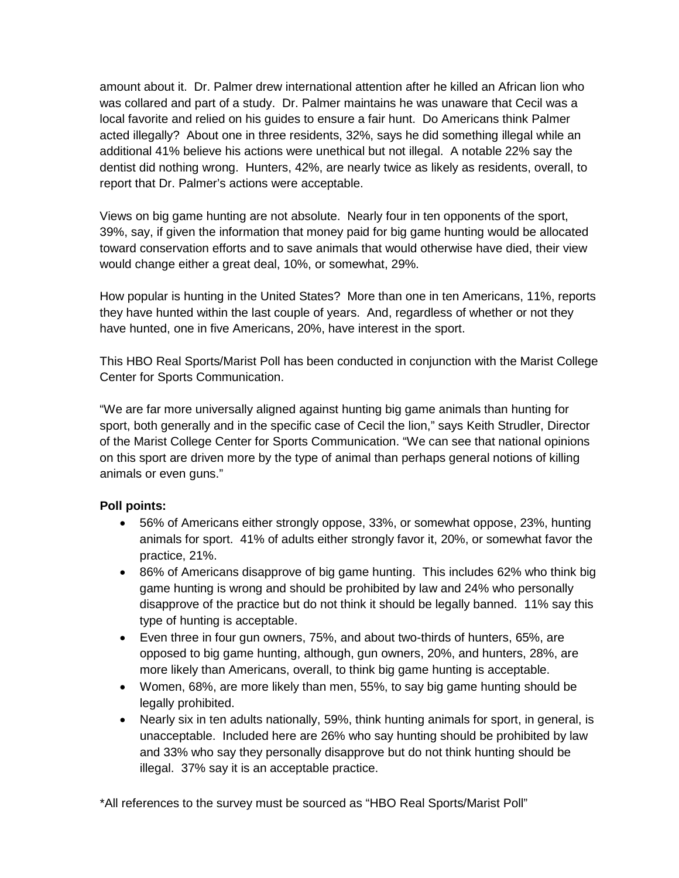amount about it. Dr. Palmer drew international attention after he killed an African lion who was collared and part of a study. Dr. Palmer maintains he was unaware that Cecil was a local favorite and relied on his guides to ensure a fair hunt. Do Americans think Palmer acted illegally? About one in three residents, 32%, says he did something illegal while an additional 41% believe his actions were unethical but not illegal. A notable 22% say the dentist did nothing wrong. Hunters, 42%, are nearly twice as likely as residents, overall, to report that Dr. Palmer's actions were acceptable.

Views on big game hunting are not absolute. Nearly four in ten opponents of the sport, 39%, say, if given the information that money paid for big game hunting would be allocated toward conservation efforts and to save animals that would otherwise have died, their view would change either a great deal, 10%, or somewhat, 29%.

How popular is hunting in the United States? More than one in ten Americans, 11%, reports they have hunted within the last couple of years. And, regardless of whether or not they have hunted, one in five Americans, 20%, have interest in the sport.

This HBO Real Sports/Marist Poll has been conducted in conjunction with the Marist College Center for Sports Communication.

"We are far more universally aligned against hunting big game animals than hunting for sport, both generally and in the specific case of Cecil the lion," says Keith Strudler, Director of the Marist College Center for Sports Communication. "We can see that national opinions on this sport are driven more by the type of animal than perhaps general notions of killing animals or even guns."

**Poll points:**

- 56% of Americans either strongly oppose, 33%, or somewhat oppose, 23%, hunting animals for sport. 41% of adults either strongly favor it, 20%, or somewhat favor the practice, 21%.
- 86% of Americans disapprove of big game hunting. This includes 62% who think big game hunting is wrong and should be prohibited by law and 24% who personally disapprove of the practice but do not think it should be legally banned. 11% say this type of hunting is acceptable.
- Even three in four gun owners, 75%, and about two-thirds of hunters, 65%, are opposed to big game hunting, although, gun owners, 20%, and hunters, 28%, are more likely than Americans, overall, to think big game hunting is acceptable.
- Women, 68%, are more likely than men, 55%, to say big game hunting should be legally prohibited.
- Nearly six in ten adults nationally, 59%, think hunting animals for sport, in general, is unacceptable. Included here are 26% who say hunting should be prohibited by law and 33% who say they personally disapprove but do not think hunting should be illegal. 37% say it is an acceptable practice.

*All references to the survey must be sourced as "HBO Real Sports/Marist Poll"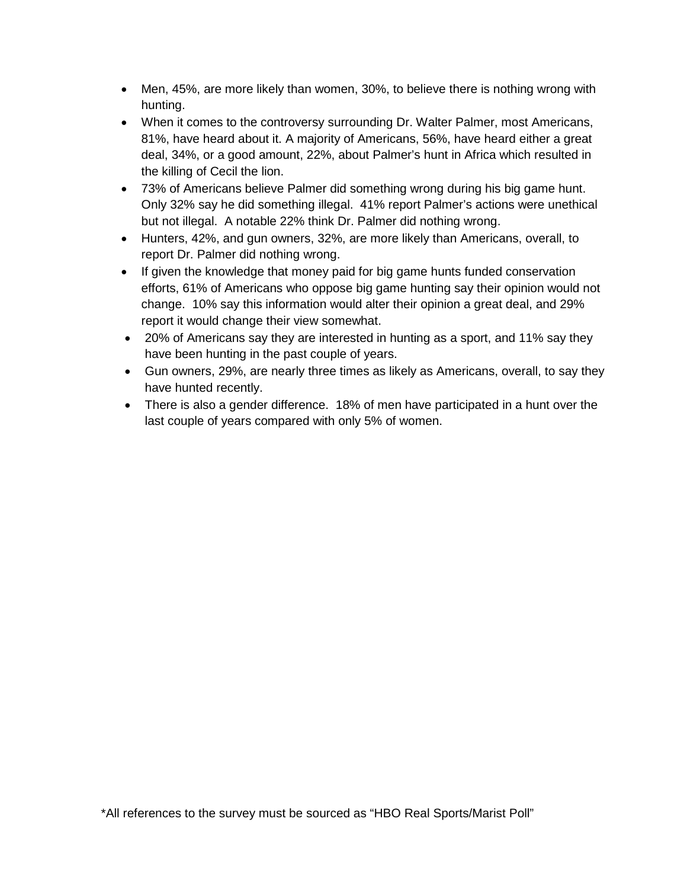- Men, 45%, are more likely than women, 30%, to believe there is nothing wrong with hunting.
- When it comes to the controversy surrounding Dr. Walter Palmer, most Americans, 81%, have heard about it. A majority of Americans, 56%, have heard either a great deal, 34%, or a good amount, 22%, about Palmer's hunt in Africa which resulted in the killing of Cecil the lion.
- 73% of Americans believe Palmer did something wrong during his big game hunt. Only 32% say he did something illegal. 41% report Palmer's actions were unethical but not illegal. A notable 22% think Dr. Palmer did nothing wrong.
- Hunters, 42%, and gun owners, 32%, are more likely than Americans, overall, to report Dr. Palmer did nothing wrong.
- If given the knowledge that money paid for big game hunts funded conservation efforts, 61% of Americans who oppose big game hunting say their opinion would not change. 10% say this information would alter their opinion a great deal, and 29% report it would change their view somewhat.
- 20% of Americans say they are interested in hunting as a sport, and 11% say they have been hunting in the past couple of years.
- Gun owners, 29%, are nearly three times as likely as Americans, overall, to say they have hunted recently.
- There is also a gender difference. 18% of men have participated in a hunt over the last couple of years compared with only 5% of women.

*All references to the survey must be sourced as "HBO Real Sports/Marist Poll"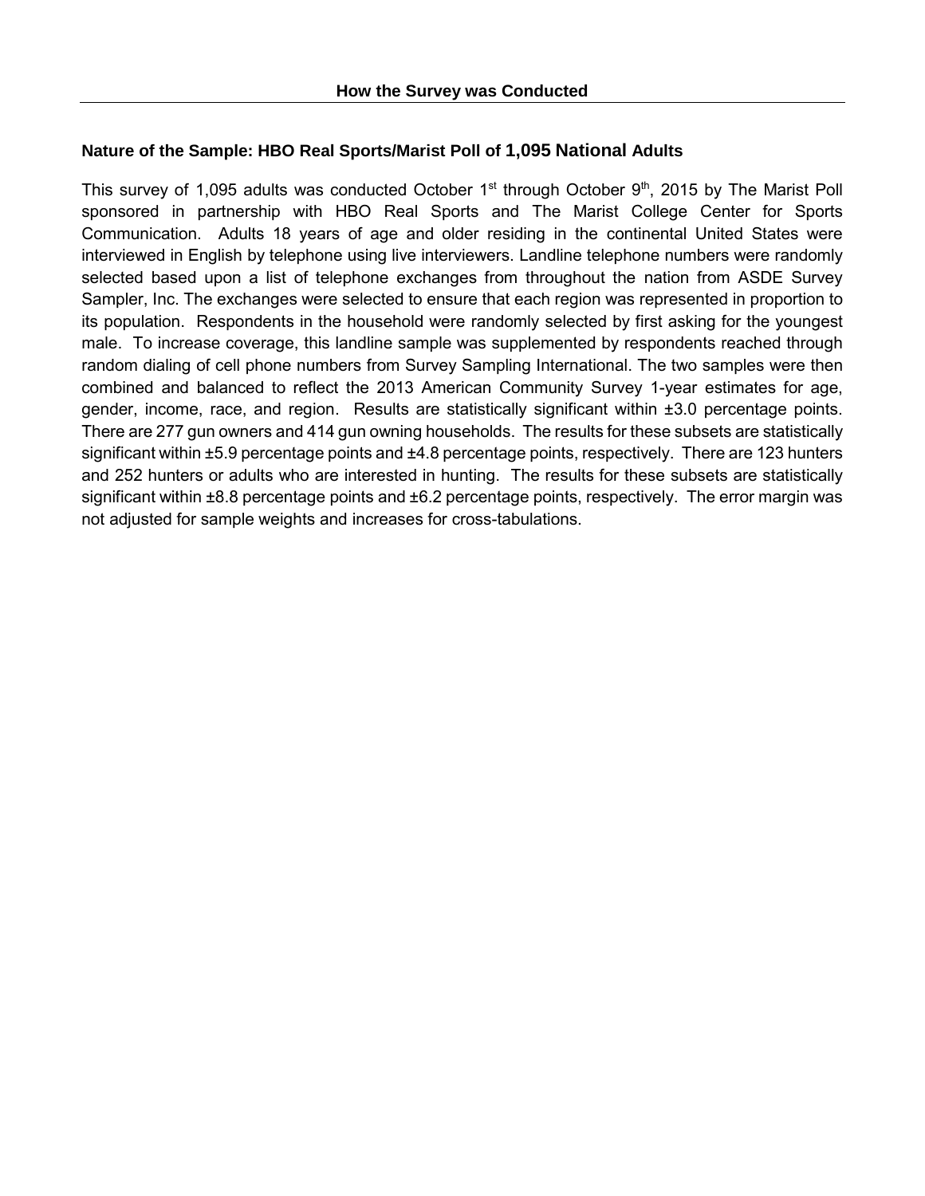## How the Survey was Conducted

### Nature of the Sample: HBO Real Sports/Marist Poll of 1,095 National Adults

This survey of 1,095 adults was conducted October 1st through October 9th, 2015 by The Marist Poll sponsored in partnership with HBO Real Sports and The Marist College Center for Sports Communication. Adults 18 years of age and older residing in the continental United States were interviewed in English by telephone using live interviewers. Landline telephone numbers were randomly selected based upon a list of telephone exchanges from throughout the nation from ASDE Survey Sampler, Inc. The exchanges were selected to ensure that each region was represented in proportion to its population. Respondents in the household were randomly selected by first asking for the youngest male. To increase coverage, this landline sample was supplemented by respondents reached through random dialing of cell phone numbers from Survey Sampling International. The two samples were then combined and balanced to reflect the 2013 American Community Survey 1-year estimates for age, gender, income, race, and region. Results are statistically significant within ±3.0 percentage points. There are 277 gun owners and 414 gun owning households. The results for these subsets are statistically significant within ±5.9 percentage points and ±4.8 percentage points, respectively. There are 123 hunters and 252 hunters or adults who are interested in hunting. The results for these subsets are statistically significant within ±8.8 percentage points and ±6.2 percentage points, respectively. The error margin was not adjusted for sample weights and increases for cross-tabulations.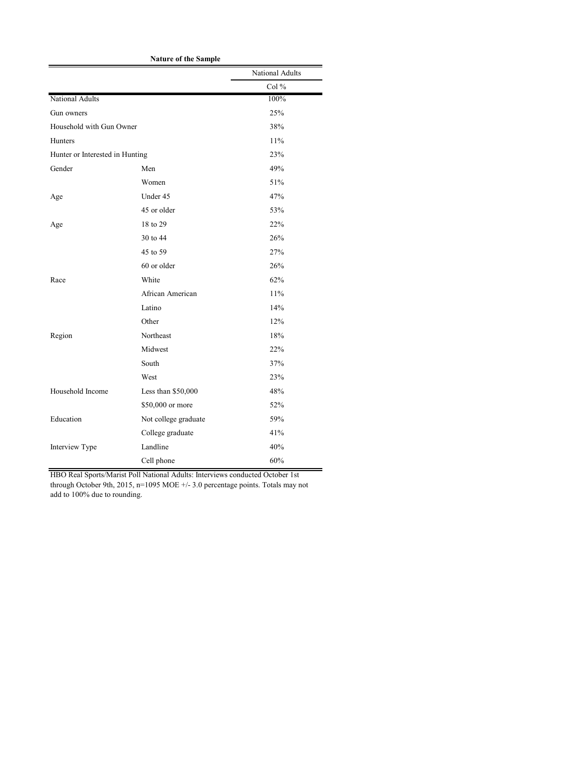**Nature of the Sample**

| | | National Adults |
|---|---|---|
| | | Col % |
| National Adults | | 100% |
| Gun owners | | 25% |
| Household with Gun Owner | | 38% |
| Hunters | | 11% |
| Hunter or Interested in Hunting | | 23% |
| Gender | Men | 49% |
| | Women | 51% |
| Age | Under 45 | 47% |
| | 45 or older | 53% |
| Age | 18 to 29 | 22% |
| | 30 to 44 | 26% |
| | 45 to 59 | 27% |
| | 60 or older | 26% |
| Race | White | 62% |
| | African American | 11% |
| | Latino | 14% |
| | Other | 12% |
| Region | Northeast | 18% |
| | Midwest | 22% |
| | South | 37% |
| | West | 23% |
| Household Income | Less than $50,000 | 48% |
| | $50,000 or more | 52% |
| Education | Not college graduate | 59% |
| | College graduate | 41% |
| Interview Type | Landline | 40% |
| | Cell phone | 60% |

HBO Real Sports/Marist Poll National Adults: Interviews conducted October 1st through October 9th, 2015, n=1095 MOE +/- 3.0 percentage points. Totals may not add to 100% due to rounding.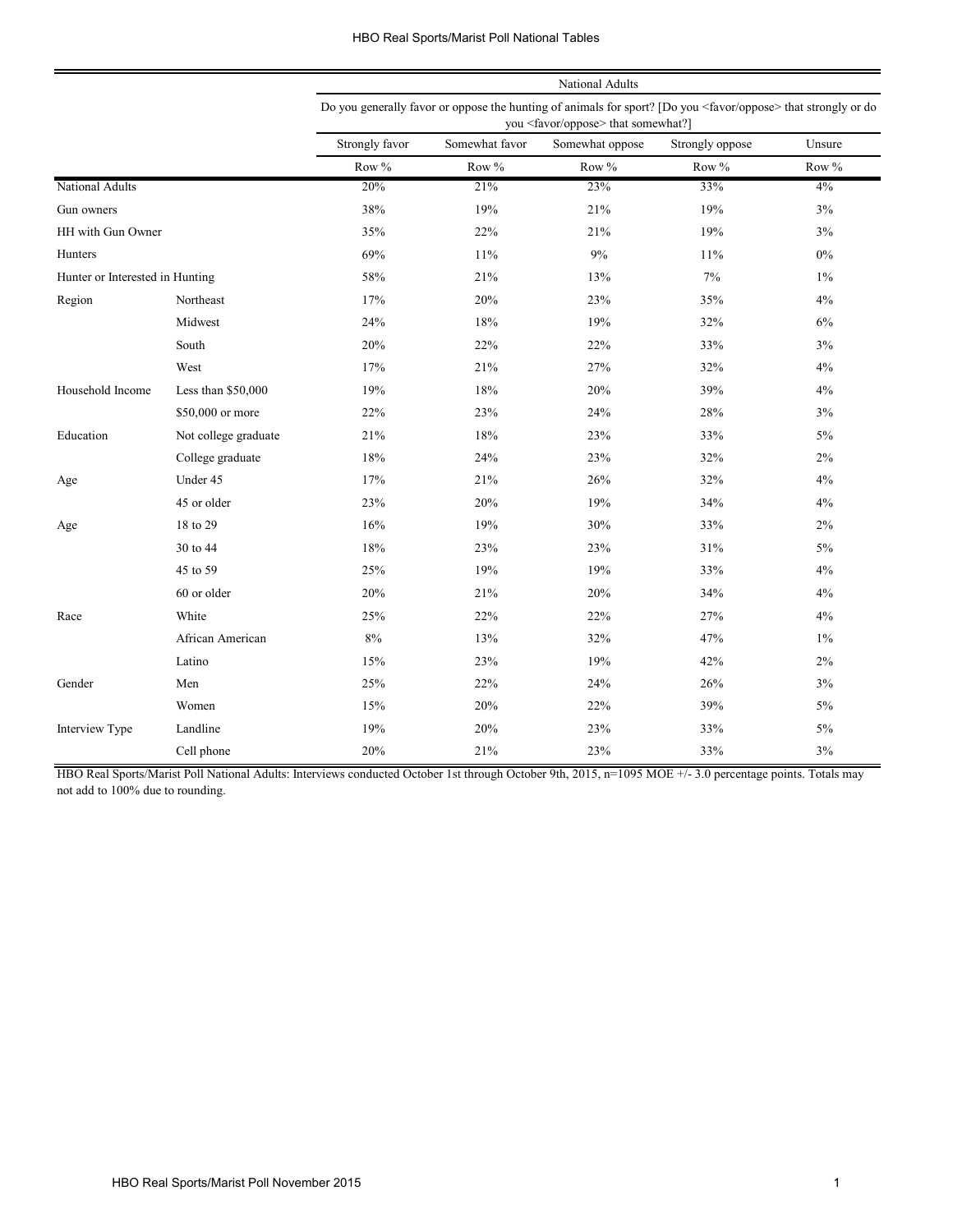| | | National Adults | | | | |
|---|---|---|---|---|---|---|
| | | Do you generally favor or oppose the hunting of animals for sport? [Do you <favor/oppose> that strongly or do you <favor/oppose> that somewhat?] | | | | |
| | | Strongly favor | Somewhat favor | Somewhat oppose | Strongly oppose | Unsure |
| | | Row % | Row % | Row % | Row % | Row % |
| National Adults | | 20% | 21% | 23% | 33% | 4% |
| Gun owners | | 38% | 19% | 21% | 19% | 3% |
| HH with Gun Owner | | 35% | 22% | 21% | 19% | 3% |
| Hunters | | 69% | 11% | 9% | 11% | 0% |
| Hunter or Interested in Hunting | | 58% | 21% | 13% | 7% | 1% |
| Region | Northeast | 17% | 20% | 23% | 35% | 4% |
| | Midwest | 24% | 18% | 19% | 32% | 6% |
| | South | 20% | 22% | 22% | 33% | 3% |
| | West | 17% | 21% | 27% | 32% | 4% |
| Household Income | Less than $50,000 | 19% | 18% | 20% | 39% | 4% |
| | $50,000 or more | 22% | 23% | 24% | 28% | 3% |
| Education | Not college graduate | 21% | 18% | 23% | 33% | 5% |
| | College graduate | 18% | 24% | 23% | 32% | 2% |
| Age | Under 45 | 17% | 21% | 26% | 32% | 4% |
| | 45 or older | 23% | 20% | 19% | 34% | 4% |
| Age | 18 to 29 | 16% | 19% | 30% | 33% | 2% |
| | 30 to 44 | 18% | 23% | 23% | 31% | 5% |
| | 45 to 59 | 25% | 19% | 19% | 33% | 4% |
| | 60 or older | 20% | 21% | 20% | 34% | 4% |
| Race | White | 25% | 22% | 22% | 27% | 4% |
| | African American | 8% | 13% | 32% | 47% | 1% |
| | Latino | 15% | 23% | 19% | 42% | 2% |
| Gender | Men | 25% | 22% | 24% | 26% | 3% |
| | Women | 15% | 20% | 22% | 39% | 5% |
| Interview Type | Landline | 19% | 20% | 23% | 33% | 5% |
| | Cell phone | 20% | 21% | 23% | 33% | 3% |

HBO Real Sports/Marist Poll National Adults: Interviews conducted October 1st through October 9th, 2015, n=1095 MOE +/- 3.0 percentage points. Totals may not add to 100% due to rounding.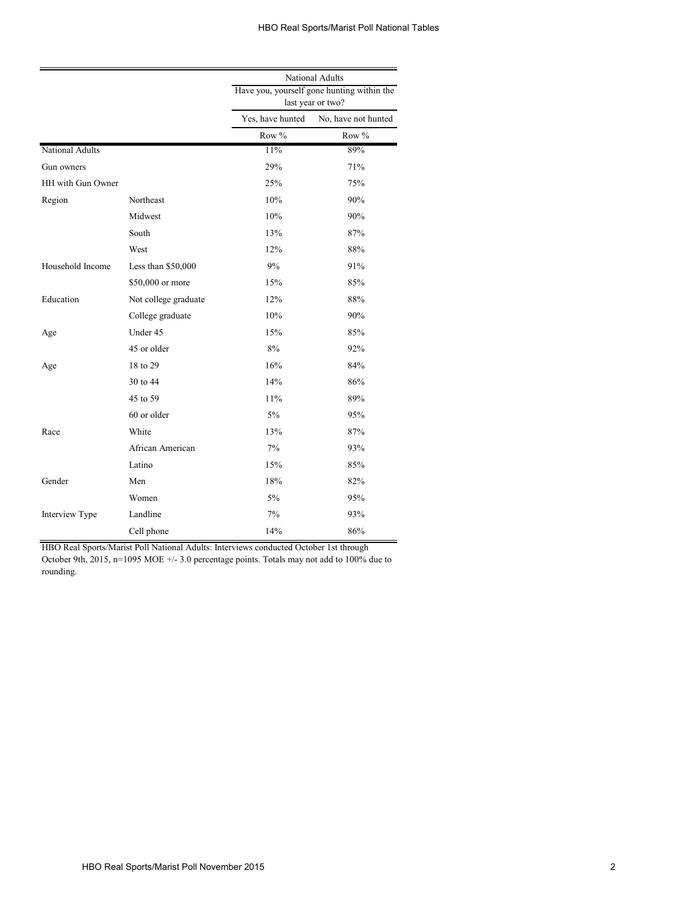| | | National Adults | |
|---|---|---|---|
| | | Have you, yourself gone hunting within the last year or two? | |
| | | Yes, have hunted | No, have not hunted |
| | | Row % | Row % |
| National Adults | | 11% | 89% |
| Gun owners | | 29% | 71% |
| HH with Gun Owner | | 25% | 75% |
| Region | Northeast | 10% | 90% |
| | Midwest | 10% | 90% |
| | South | 13% | 87% |
| | West | 12% | 88% |
| Household Income | Less than $50,000 | 9% | 91% |
| | $50,000 or more | 15% | 85% |
| Education | Not college graduate | 12% | 88% |
| | College graduate | 10% | 90% |
| Age | Under 45 | 15% | 85% |
| | 45 or older | 8% | 92% |
| Age | 18 to 29 | 16% | 84% |
| | 30 to 44 | 14% | 86% |
| | 45 to 59 | 11% | 89% |
| | 60 or older | 5% | 95% |
| Race | White | 13% | 87% |
| | African American | 7% | 93% |
| | Latino | 15% | 85% |
| Gender | Men | 18% | 82% |
| | Women | 5% | 95% |
| Interview Type | Landline | 7% | 93% |
| | Cell phone | 14% | 86% |

HBO Real Sports/Marist Poll National Adults: Interviews conducted October 1st through October 9th, 2015, n=1095 MOE +/- 3.0 percentage points. Totals may not add to 100% due to rounding.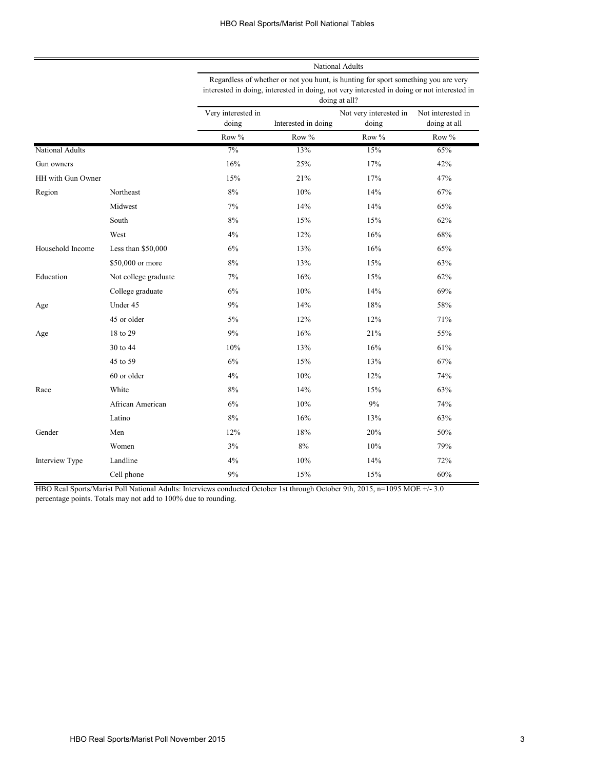| | | National Adults | | | |
|---|---|---|---|---|---|
| | | Regardless of whether or not you hunt, is hunting for sport something you are very interested in doing, interested in doing, not very interested in doing or not interested in doing at all? | | | |
| | | Very interested in doing | Interested in doing | Not very interested in doing | Not interested in doing at all |
| | | Row % | Row % | Row % | Row % |
| National Adults | | 7% | 13% | 15% | 65% |
| Gun owners | | 16% | 25% | 17% | 42% |
| HH with Gun Owner | | 15% | 21% | 17% | 47% |
| Region | Northeast | 8% | 10% | 14% | 67% |
| | Midwest | 7% | 14% | 14% | 65% |
| | South | 8% | 15% | 15% | 62% |
| | West | 4% | 12% | 16% | 68% |
| Household Income | Less than $50,000 | 6% | 13% | 16% | 65% |
| | $50,000 or more | 8% | 13% | 15% | 63% |
| Education | Not college graduate | 7% | 16% | 15% | 62% |
| | College graduate | 6% | 10% | 14% | 69% |
| Age | Under 45 | 9% | 14% | 18% | 58% |
| | 45 or older | 5% | 12% | 12% | 71% |
| Age | 18 to 29 | 9% | 16% | 21% | 55% |
| | 30 to 44 | 10% | 13% | 16% | 61% |
| | 45 to 59 | 6% | 15% | 13% | 67% |
| | 60 or older | 4% | 10% | 12% | 74% |
| Race | White | 8% | 14% | 15% | 63% |
| | African American | 6% | 10% | 9% | 74% |
| | Latino | 8% | 16% | 13% | 63% |
| Gender | Men | 12% | 18% | 20% | 50% |
| | Women | 3% | 8% | 10% | 79% |
| Interview Type | Landline | 4% | 10% | 14% | 72% |
| | Cell phone | 9% | 15% | 15% | 60% |

HBO Real Sports/Marist Poll National Adults: Interviews conducted October 1st through October 9th, 2015, n=1095 MOE +/- 3.0 percentage points. Totals may not add to 100% due to rounding.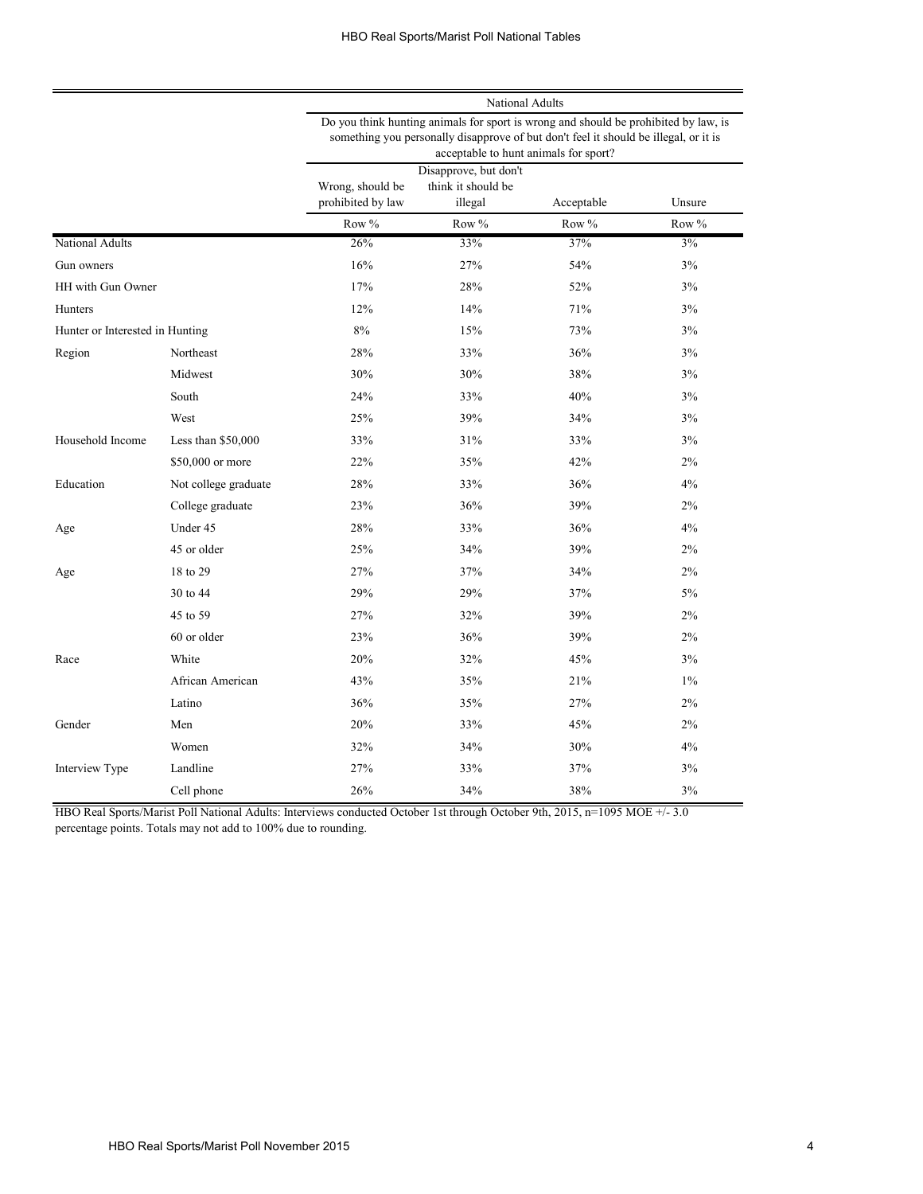| | | National Adults | | | |
|---|---|---|---|---|---|
| | | Do you think hunting animals for sport is wrong and should be prohibited by law, is something you personally disapprove of but don't feel it should be illegal, or it is acceptable to hunt animals for sport? | | | |
| | | Wrong, should be prohibited by law | Disapprove, but don't think it should be illegal | Acceptable | Unsure |
| | | Row % | Row % | Row % | Row % |
| National Adults | | 26% | 33% | 37% | 3% |
| Gun owners | | 16% | 27% | 54% | 3% |
| HH with Gun Owner | | 17% | 28% | 52% | 3% |
| Hunters | | 12% | 14% | 71% | 3% |
| Hunter or Interested in Hunting | | 8% | 15% | 73% | 3% |
| Region | Northeast | 28% | 33% | 36% | 3% |
| | Midwest | 30% | 30% | 38% | 3% |
| | South | 24% | 33% | 40% | 3% |
| | West | 25% | 39% | 34% | 3% |
| Household Income | Less than $50,000 | 33% | 31% | 33% | 3% |
| | $50,000 or more | 22% | 35% | 42% | 2% |
| Education | Not college graduate | 28% | 33% | 36% | 4% |
| | College graduate | 23% | 36% | 39% | 2% |
| Age | Under 45 | 28% | 33% | 36% | 4% |
| | 45 or older | 25% | 34% | 39% | 2% |
| Age | 18 to 29 | 27% | 37% | 34% | 2% |
| | 30 to 44 | 29% | 29% | 37% | 5% |
| | 45 to 59 | 27% | 32% | 39% | 2% |
| | 60 or older | 23% | 36% | 39% | 2% |
| Race | White | 20% | 32% | 45% | 3% |
| | African American | 43% | 35% | 21% | 1% |
| | Latino | 36% | 35% | 27% | 2% |
| Gender | Men | 20% | 33% | 45% | 2% |
| | Women | 32% | 34% | 30% | 4% |
| Interview Type | Landline | 27% | 33% | 37% | 3% |
| | Cell phone | 26% | 34% | 38% | 3% |

HBO Real Sports/Marist Poll National Adults: Interviews conducted October 1st through October 9th, 2015, n=1095 MOE +/- 3.0 percentage points. Totals may not add to 100% due to rounding.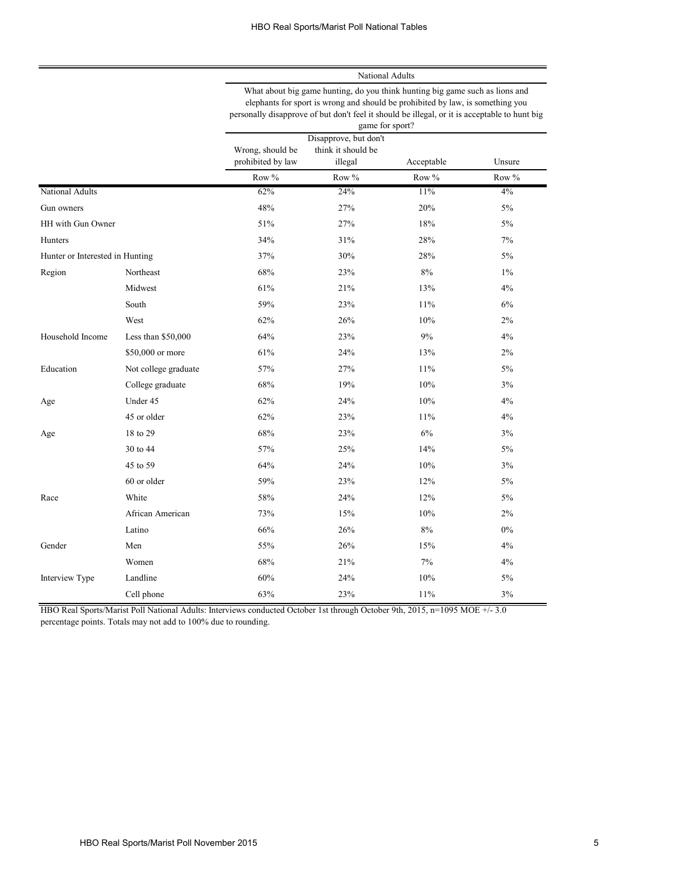| | | National Adults | | | |
|---|---|---|---|---|---|
| | | What about big game hunting, do you think hunting big game such as lions and elephants for sport is wrong and should be prohibited by law, is something you personally disapprove of but don't feel it should be illegal, or it is acceptable to hunt big game for sport? | | | |
| | | Wrong, should be prohibited by law | Disapprove, but don't think it should be illegal | Acceptable | Unsure |
| | | Row % | Row % | Row % | Row % |
| National Adults | | 62% | 24% | 11% | 4% |
| Gun owners | | 48% | 27% | 20% | 5% |
| HH with Gun Owner | | 51% | 27% | 18% | 5% |
| Hunters | | 34% | 31% | 28% | 7% |
| Hunter or Interested in Hunting | | 37% | 30% | 28% | 5% |
| Region | Northeast | 68% | 23% | 8% | 1% |
| | Midwest | 61% | 21% | 13% | 4% |
| | South | 59% | 23% | 11% | 6% |
| | West | 62% | 26% | 10% | 2% |
| Household Income | Less than $50,000 | 64% | 23% | 9% | 4% |
| | $50,000 or more | 61% | 24% | 13% | 2% |
| Education | Not college graduate | 57% | 27% | 11% | 5% |
| | College graduate | 68% | 19% | 10% | 3% |
| Age | Under 45 | 62% | 24% | 10% | 4% |
| | 45 or older | 62% | 23% | 11% | 4% |
| Age | 18 to 29 | 68% | 23% | 6% | 3% |
| | 30 to 44 | 57% | 25% | 14% | 5% |
| | 45 to 59 | 64% | 24% | 10% | 3% |
| | 60 or older | 59% | 23% | 12% | 5% |
| Race | White | 58% | 24% | 12% | 5% |
| | African American | 73% | 15% | 10% | 2% |
| | Latino | 66% | 26% | 8% | 0% |
| Gender | Men | 55% | 26% | 15% | 4% |
| | Women | 68% | 21% | 7% | 4% |
| Interview Type | Landline | 60% | 24% | 10% | 5% |
| | Cell phone | 63% | 23% | 11% | 3% |

HBO Real Sports/Marist Poll National Adults: Interviews conducted October 1st through October 9th, 2015, n=1095 MOE +/- 3.0 percentage points. Totals may not add to 100% due to rounding.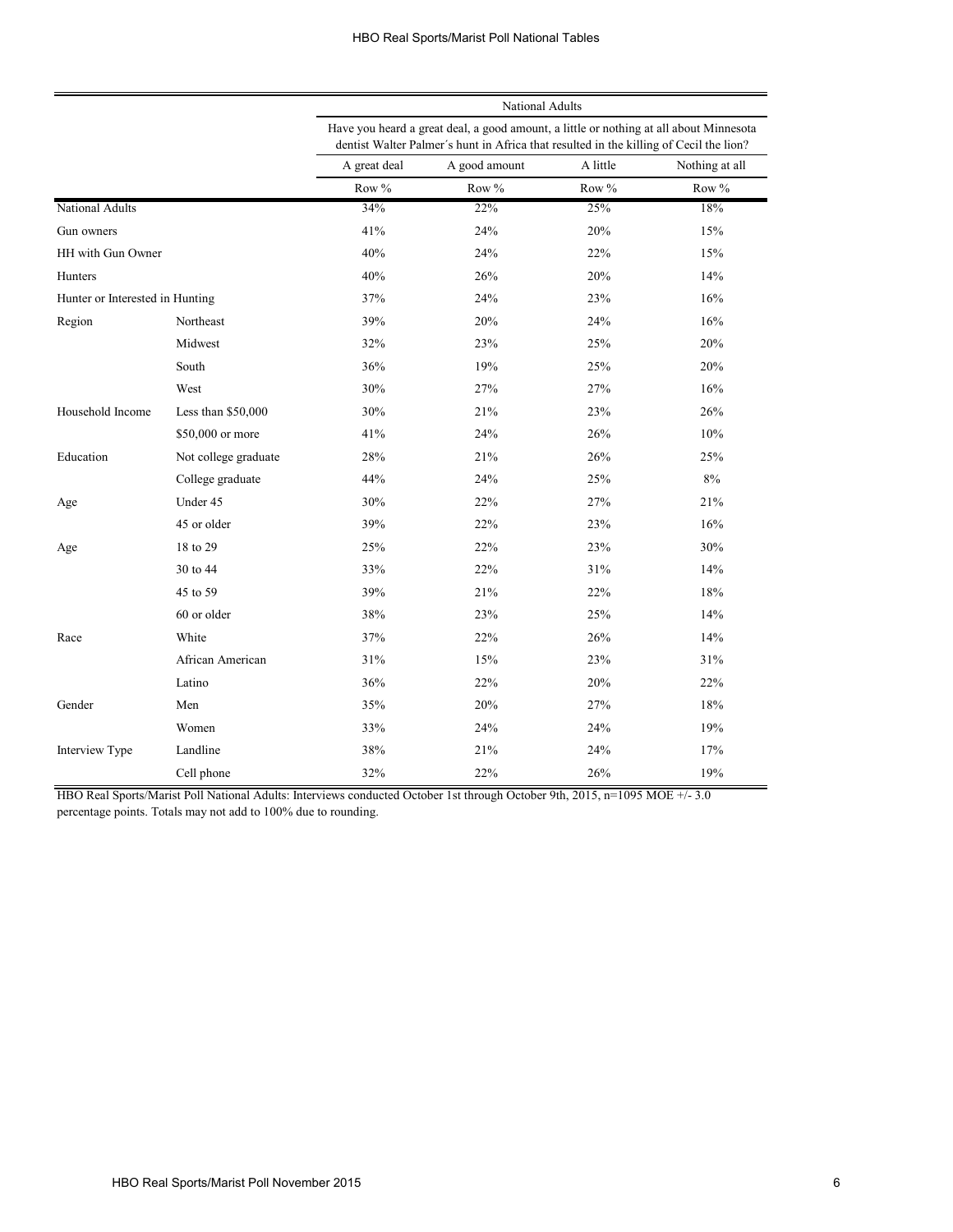| | | National Adults | | | |
|---|---|---|---|---|---|
| | | Have you heard a great deal, a good amount, a little or nothing at all about Minnesota dentist Walter Palmer´s hunt in Africa that resulted in the killing of Cecil the lion? | | | |
| | | A great deal | A good amount | A little | Nothing at all |
| | | Row % | Row % | Row % | Row % |
| National Adults | | 34% | 22% | 25% | 18% |
| Gun owners | | 41% | 24% | 20% | 15% |
| HH with Gun Owner | | 40% | 24% | 22% | 15% |
| Hunters | | 40% | 26% | 20% | 14% |
| Hunter or Interested in Hunting | | 37% | 24% | 23% | 16% |
| Region | Northeast | 39% | 20% | 24% | 16% |
| | Midwest | 32% | 23% | 25% | 20% |
| | South | 36% | 19% | 25% | 20% |
| | West | 30% | 27% | 27% | 16% |
| Household Income | Less than $50,000 | 30% | 21% | 23% | 26% |
| | $50,000 or more | 41% | 24% | 26% | 10% |
| Education | Not college graduate | 28% | 21% | 26% | 25% |
| | College graduate | 44% | 24% | 25% | 8% |
| Age | Under 45 | 30% | 22% | 27% | 21% |
| | 45 or older | 39% | 22% | 23% | 16% |
| Age | 18 to 29 | 25% | 22% | 23% | 30% |
| | 30 to 44 | 33% | 22% | 31% | 14% |
| | 45 to 59 | 39% | 21% | 22% | 18% |
| | 60 or older | 38% | 23% | 25% | 14% |
| Race | White | 37% | 22% | 26% | 14% |
| | African American | 31% | 15% | 23% | 31% |
| | Latino | 36% | 22% | 20% | 22% |
| Gender | Men | 35% | 20% | 27% | 18% |
| | Women | 33% | 24% | 24% | 19% |
| Interview Type | Landline | 38% | 21% | 24% | 17% |
| | Cell phone | 32% | 22% | 26% | 19% |

HBO Real Sports/Marist Poll National Adults: Interviews conducted October 1st through October 9th, 2015, n=1095 MOE +/- 3.0 percentage points. Totals may not add to 100% due to rounding.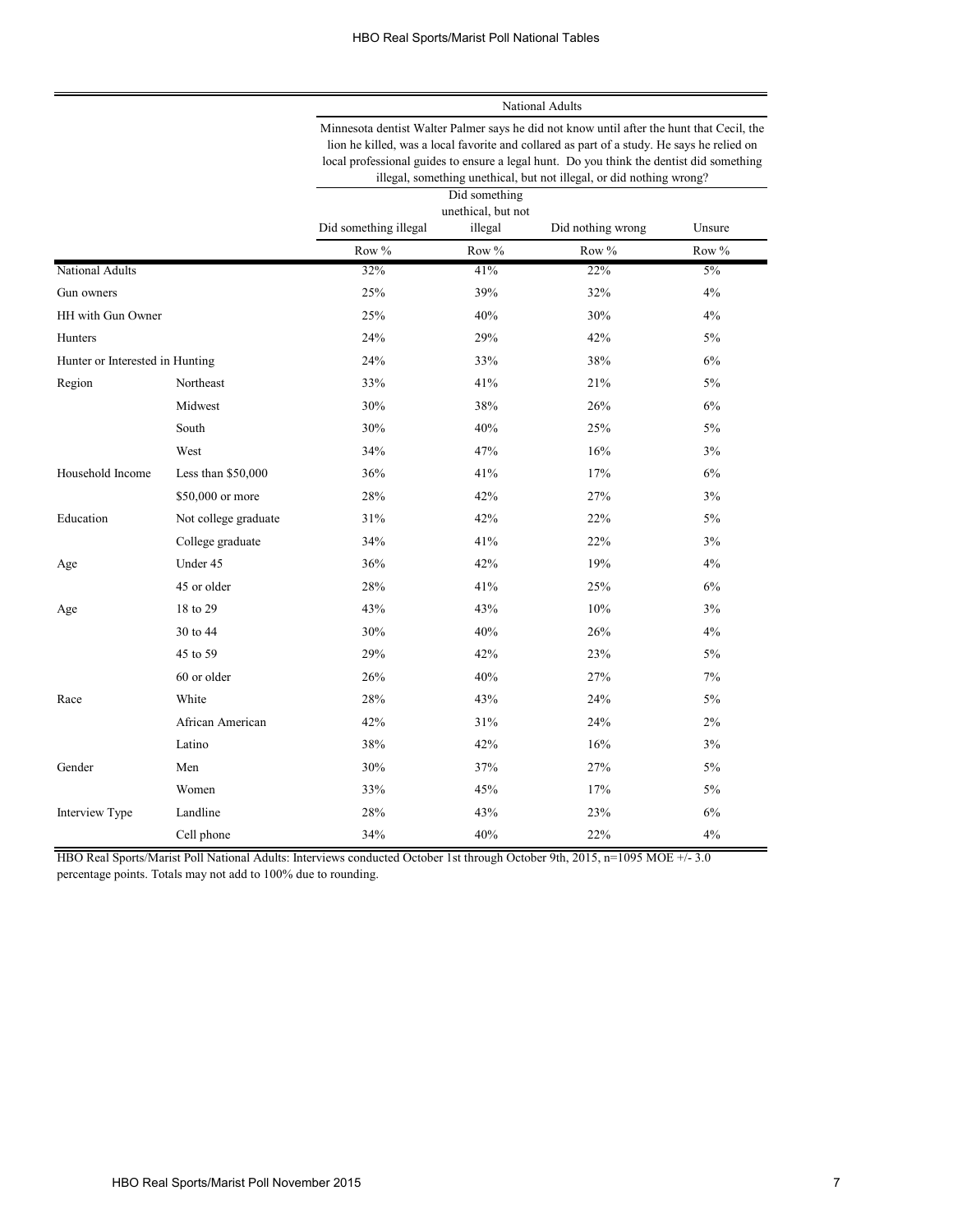| | | National Adults | | | |
|---|---|---|---|---|---|
| | | Minnesota dentist Walter Palmer says he did not know until after the hunt that Cecil, the lion he killed, was a local favorite and collared as part of a study. He says he relied on local professional guides to ensure a legal hunt. Do you think the dentist did something illegal, something unethical, but not illegal, or did nothing wrong? | | | |
| | | Did something illegal | Did something unethical, but not illegal | Did nothing wrong | Unsure |
| | | Row % | Row % | Row % | Row % |
| National Adults | | 32% | 41% | 22% | 5% |
| Gun owners | | 25% | 39% | 32% | 4% |
| HH with Gun Owner | | 25% | 40% | 30% | 4% |
| Hunters | | 24% | 29% | 42% | 5% |
| Hunter or Interested in Hunting | | 24% | 33% | 38% | 6% |
| Region | Northeast | 33% | 41% | 21% | 5% |
| | Midwest | 30% | 38% | 26% | 6% |
| | South | 30% | 40% | 25% | 5% |
| | West | 34% | 47% | 16% | 3% |
| Household Income | Less than $50,000 | 36% | 41% | 17% | 6% |
| | $50,000 or more | 28% | 42% | 27% | 3% |
| Education | Not college graduate | 31% | 42% | 22% | 5% |
| | College graduate | 34% | 41% | 22% | 3% |
| Age | Under 45 | 36% | 42% | 19% | 4% |
| | 45 or older | 28% | 41% | 25% | 6% |
| Age | 18 to 29 | 43% | 43% | 10% | 3% |
| | 30 to 44 | 30% | 40% | 26% | 4% |
| | 45 to 59 | 29% | 42% | 23% | 5% |
| | 60 or older | 26% | 40% | 27% | 7% |
| Race | White | 28% | 43% | 24% | 5% |
| | African American | 42% | 31% | 24% | 2% |
| | Latino | 38% | 42% | 16% | 3% |
| Gender | Men | 30% | 37% | 27% | 5% |
| | Women | 33% | 45% | 17% | 5% |
| Interview Type | Landline | 28% | 43% | 23% | 6% |
| | Cell phone | 34% | 40% | 22% | 4% |

HBO Real Sports/Marist Poll National Adults: Interviews conducted October 1st through October 9th, 2015, n=1095 MOE +/- 3.0 percentage points. Totals may not add to 100% due to rounding.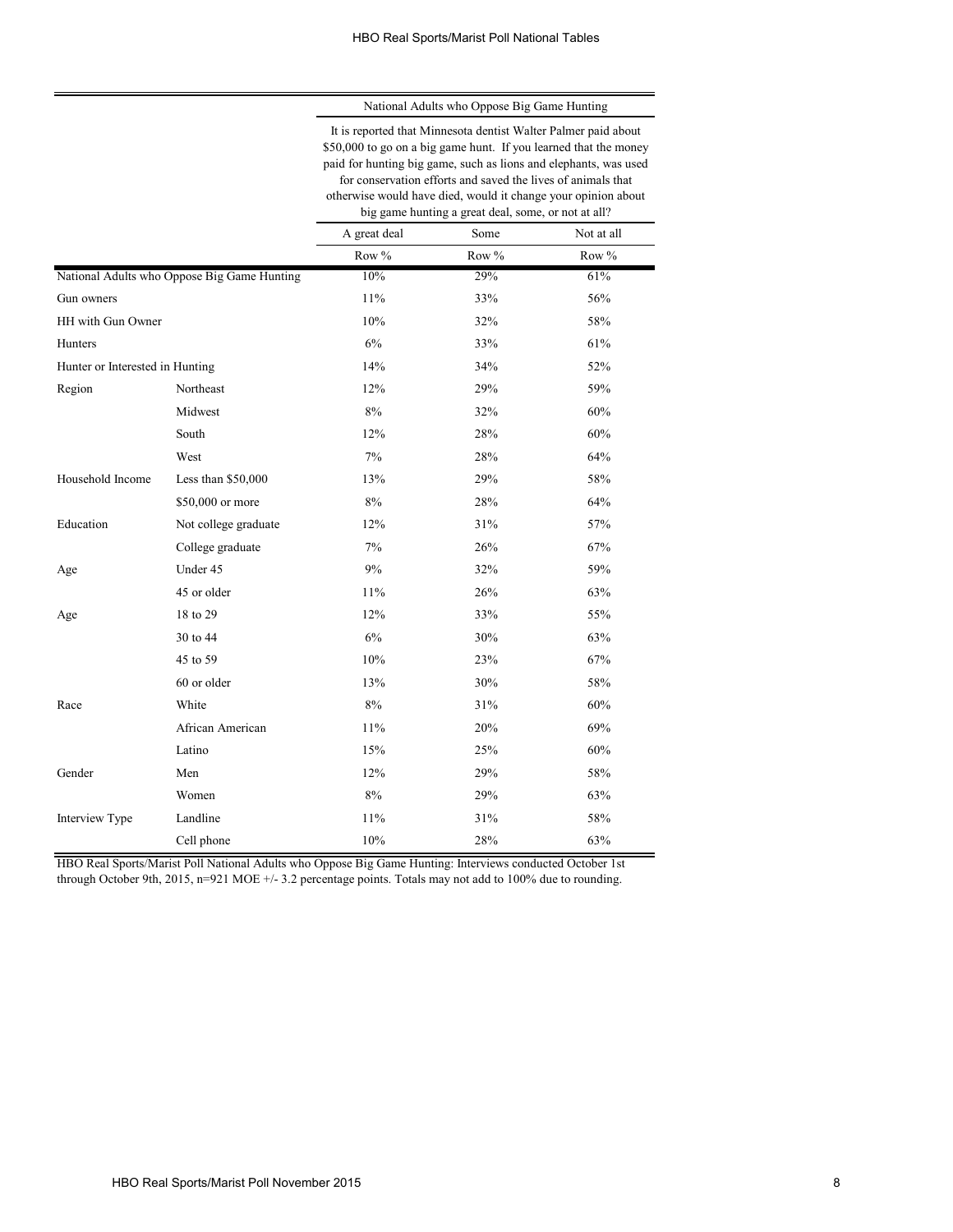| | | National Adults who Oppose Big Game Hunting | | |
|---|---|---|---|---|
| | | It is reported that Minnesota dentist Walter Palmer paid about $50,000 to go on a big game hunt. If you learned that the money paid for hunting big game, such as lions and elephants, was used for conservation efforts and saved the lives of animals that otherwise would have died, would it change your opinion about big game hunting a great deal, some, or not at all? | | |
| | | A great deal | Some | Not at all |
| | | Row % | Row % | Row % |
| National Adults who Oppose Big Game Hunting | | 10% | 29% | 61% |
| Gun owners | | 11% | 33% | 56% |
| HH with Gun Owner | | 10% | 32% | 58% |
| Hunters | | 6% | 33% | 61% |
| Hunter or Interested in Hunting | | 14% | 34% | 52% |
| Region | Northeast | 12% | 29% | 59% |
| | Midwest | 8% | 32% | 60% |
| | South | 12% | 28% | 60% |
| | West | 7% | 28% | 64% |
| Household Income | Less than $50,000 | 13% | 29% | 58% |
| | $50,000 or more | 8% | 28% | 64% |
| Education | Not college graduate | 12% | 31% | 57% |
| | College graduate | 7% | 26% | 67% |
| Age | Under 45 | 9% | 32% | 59% |
| | 45 or older | 11% | 26% | 63% |
| Age | 18 to 29 | 12% | 33% | 55% |
| | 30 to 44 | 6% | 30% | 63% |
| | 45 to 59 | 10% | 23% | 67% |
| | 60 or older | 13% | 30% | 58% |
| Race | White | 8% | 31% | 60% |
| | African American | 11% | 20% | 69% |
| | Latino | 15% | 25% | 60% |
| Gender | Men | 12% | 29% | 58% |
| | Women | 8% | 29% | 63% |
| Interview Type | Landline | 11% | 31% | 58% |
| | Cell phone | 10% | 28% | 63% |

HBO Real Sports/Marist Poll National Adults who Oppose Big Game Hunting: Interviews conducted October 1st through October 9th, 2015, n=921 MOE +/- 3.2 percentage points. Totals may not add to 100% due to rounding.